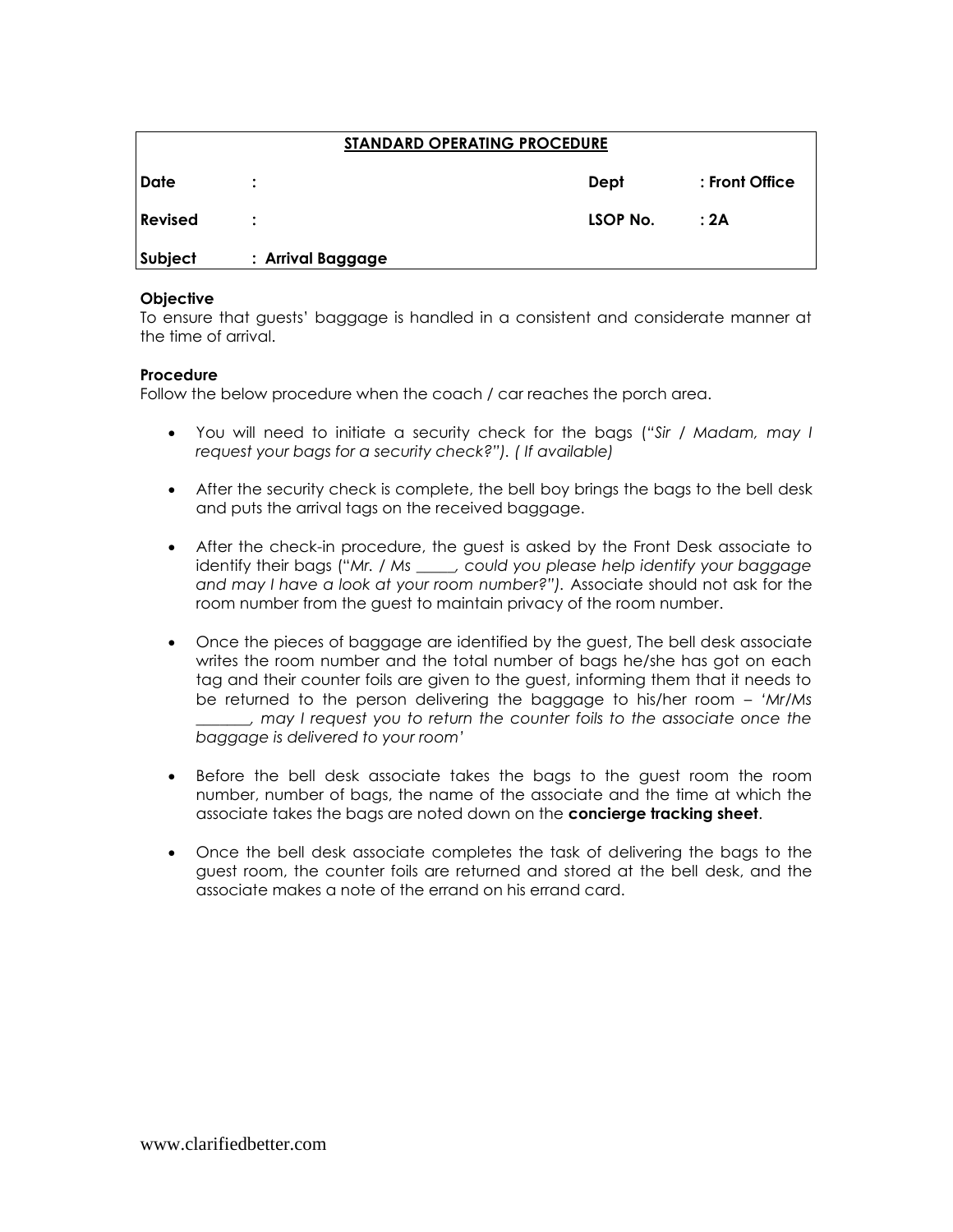| **STANDARD OPERATING PROCEDURE** | | | |
|---|---|---|---|
| **Date** | : | **Dept** | **: Front Office** |
| **Revised** | : | **LSOP No.** | **: 2A** |
| **Subject** | **: Arrival Baggage** | | |

**Objective**

To ensure that guests' baggage is handled in a consistent and considerate manner at the time of arrival.

**Procedure**

Follow the below procedure when the coach / car reaches the porch area.

- You will need to initiate a security check for the bags (*"Sir / Madam, may I request your bags for a security check?"). ( If available)*

- After the security check is complete, the bell boy brings the bags to the bell desk and puts the arrival tags on the received baggage.

- After the check-in procedure, the guest is asked by the Front Desk associate to identify their bags ("*Mr. / Ms _____, could you please help identify your baggage and may I have a look at your room number?").* Associate should not ask for the room number from the guest to maintain privacy of the room number.

- Once the pieces of baggage are identified by the guest, The bell desk associate writes the room number and the total number of bags he/she has got on each tag and their counter foils are given to the guest, informing them that it needs to be returned to the person delivering the baggage to his/her room – *'Mr/Ms _______, may I request you to return the counter foils to the associate once the baggage is delivered to your room'*

- Before the bell desk associate takes the bags to the guest room the room number, number of bags, the name of the associate and the time at which the associate takes the bags are noted down on the **concierge tracking sheet**.

- Once the bell desk associate completes the task of delivering the bags to the guest room, the counter foils are returned and stored at the bell desk, and the associate makes a note of the errand on his errand card.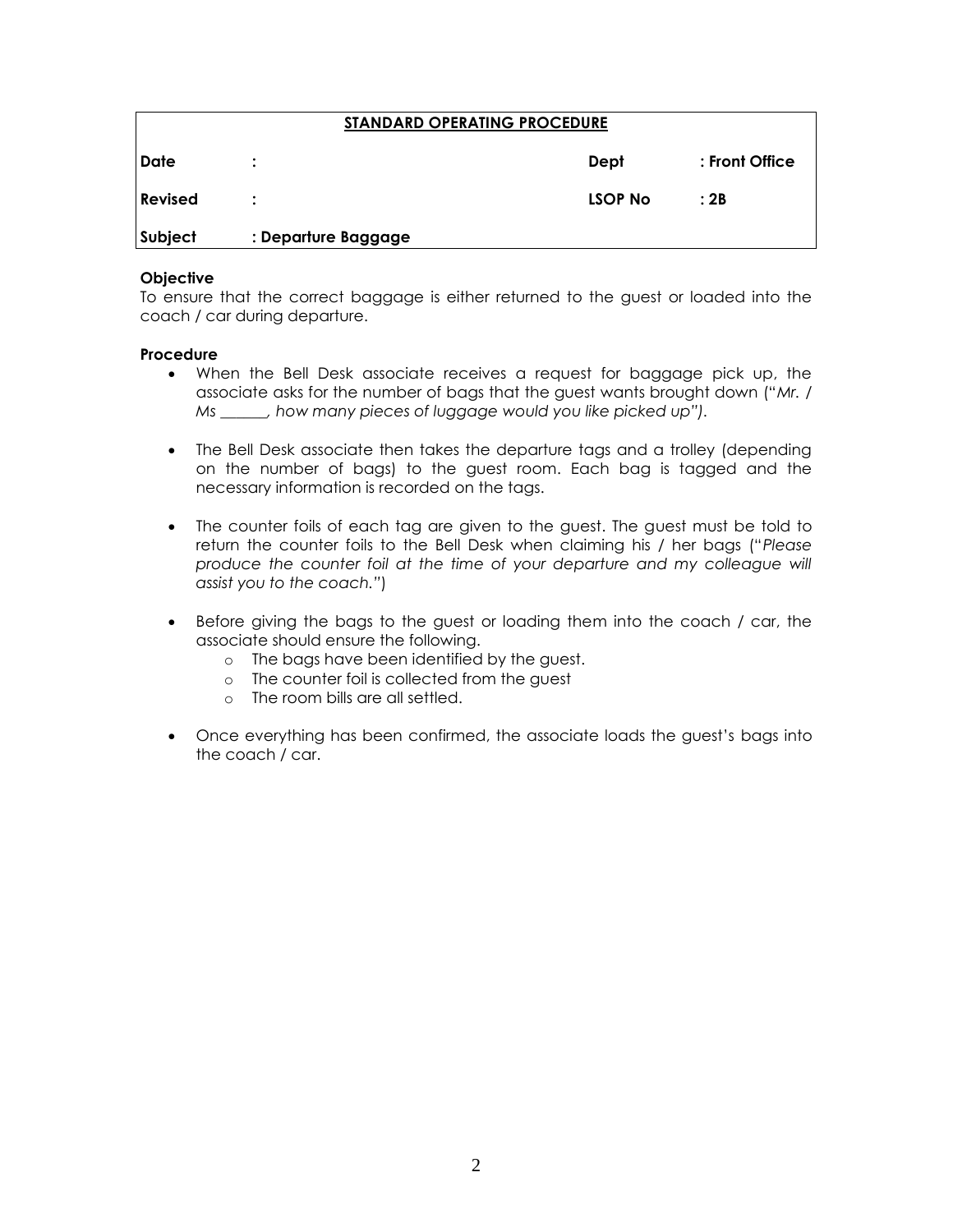| STANDARD OPERATING PROCEDURE | | | |
|---|---|---|---|
| **Date** | : | **Dept** | **: Front Office** |
| **Revised** | : | **LSOP No** | **: 2B** |
| **Subject** | **: Departure Baggage** | | |

**Objective**

To ensure that the correct baggage is either returned to the guest or loaded into the coach / car during departure.

**Procedure**

- When the Bell Desk associate receives a request for baggage pick up, the associate asks for the number of bags that the guest wants brought down ("*Mr. / Ms ______, how many pieces of luggage would you like picked up").*

- The Bell Desk associate then takes the departure tags and a trolley (depending on the number of bags) to the guest room. Each bag is tagged and the necessary information is recorded on the tags.

- The counter foils of each tag are given to the guest. The guest must be told to return the counter foils to the Bell Desk when claiming his / her bags ("*Please produce the counter foil at the time of your departure and my colleague will assist you to the coach."*)

- Before giving the bags to the guest or loading them into the coach / car, the associate should ensure the following.
  - The bags have been identified by the guest.
  - The counter foil is collected from the guest
  - The room bills are all settled.

- Once everything has been confirmed, the associate loads the guest's bags into the coach / car.